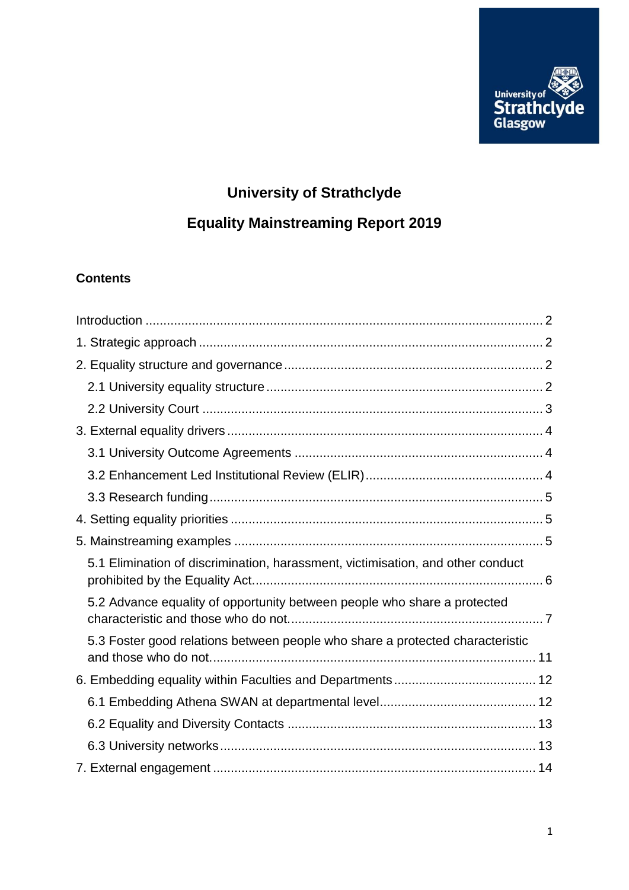# University of Strathclyde

# Equality Mainstreaming Report 2019

**Contents**

Introduction ..... 2

1. Strategic approach ..... 2

2. Equality structure and governance ..... 2

   2.1 University equality structure ..... 2

   2.2 University Court ..... 3

3. External equality drivers ..... 4

   3.1 University Outcome Agreements ..... 4

   3.2 Enhancement Led Institutional Review (ELIR) ..... 4

   3.3 Research funding ..... 5

4. Setting equality priorities ..... 5

5. Mainstreaming examples ..... 5

   5.1 Elimination of discrimination, harassment, victimisation, and other conduct prohibited by the Equality Act. ..... 6

   5.2 Advance equality of opportunity between people who share a protected characteristic and those who do not. ..... 7

   5.3 Foster good relations between people who share a protected characteristic and those who do not. ..... 11

6. Embedding equality within Faculties and Departments ..... 12

   6.1 Embedding Athena SWAN at departmental level ..... 12

   6.2 Equality and Diversity Contacts ..... 13

   6.3 University networks ..... 13

7. External engagement ..... 14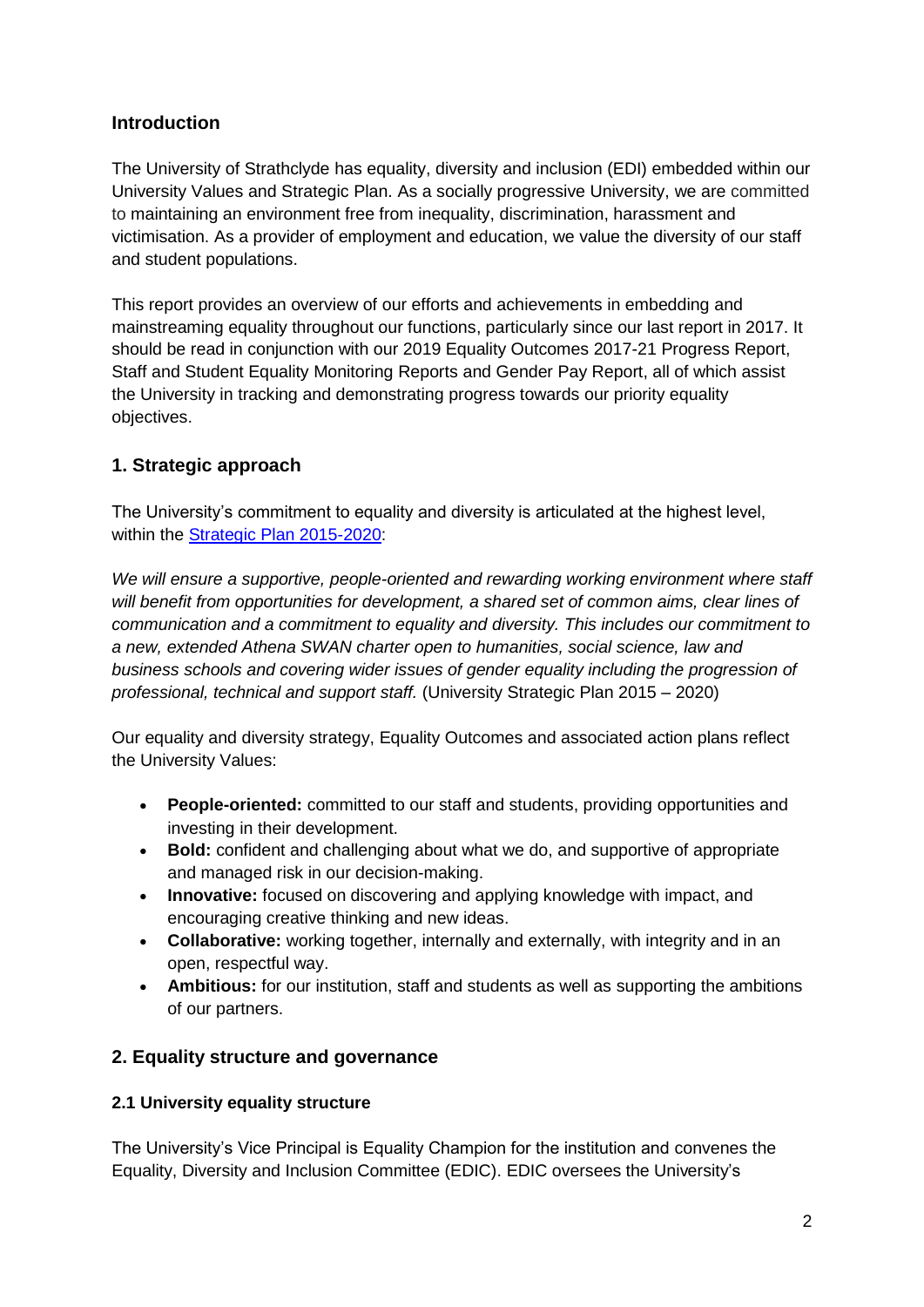## Introduction

The University of Strathclyde has equality, diversity and inclusion (EDI) embedded within our University Values and Strategic Plan. As a socially progressive University, we are committed to maintaining an environment free from inequality, discrimination, harassment and victimisation. As a provider of employment and education, we value the diversity of our staff and student populations.

This report provides an overview of our efforts and achievements in embedding and mainstreaming equality throughout our functions, particularly since our last report in 2017. It should be read in conjunction with our 2019 Equality Outcomes 2017-21 Progress Report, Staff and Student Equality Monitoring Reports and Gender Pay Report, all of which assist the University in tracking and demonstrating progress towards our priority equality objectives.

## 1. Strategic approach

The University's commitment to equality and diversity is articulated at the highest level, within the [Strategic Plan 2015-2020](#):

*We will ensure a supportive, people-oriented and rewarding working environment where staff will benefit from opportunities for development, a shared set of common aims, clear lines of communication and a commitment to equality and diversity. This includes our commitment to a new, extended Athena SWAN charter open to humanities, social science, law and business schools and covering wider issues of gender equality including the progression of professional, technical and support staff.* (University Strategic Plan 2015 – 2020)

Our equality and diversity strategy, Equality Outcomes and associated action plans reflect the University Values:

- **People-oriented:** committed to our staff and students, providing opportunities and investing in their development.
- **Bold:** confident and challenging about what we do, and supportive of appropriate and managed risk in our decision-making.
- **Innovative:** focused on discovering and applying knowledge with impact, and encouraging creative thinking and new ideas.
- **Collaborative:** working together, internally and externally, with integrity and in an open, respectful way.
- **Ambitious:** for our institution, staff and students as well as supporting the ambitions of our partners.

## 2. Equality structure and governance

### 2.1 University equality structure

The University's Vice Principal is Equality Champion for the institution and convenes the Equality, Diversity and Inclusion Committee (EDIC). EDIC oversees the University's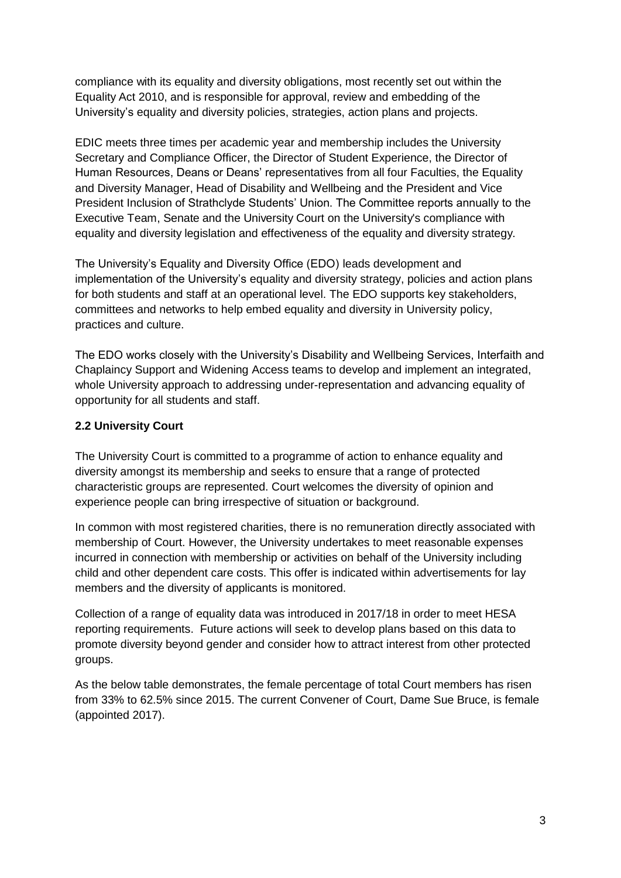compliance with its equality and diversity obligations, most recently set out within the Equality Act 2010, and is responsible for approval, review and embedding of the University's equality and diversity policies, strategies, action plans and projects.

EDIC meets three times per academic year and membership includes the University Secretary and Compliance Officer, the Director of Student Experience, the Director of Human Resources, Deans or Deans' representatives from all four Faculties, the Equality and Diversity Manager, Head of Disability and Wellbeing and the President and Vice President Inclusion of Strathclyde Students' Union. The Committee reports annually to the Executive Team, Senate and the University Court on the University's compliance with equality and diversity legislation and effectiveness of the equality and diversity strategy.

The University's Equality and Diversity Office (EDO) leads development and implementation of the University's equality and diversity strategy, policies and action plans for both students and staff at an operational level. The EDO supports key stakeholders, committees and networks to help embed equality and diversity in University policy, practices and culture.

The EDO works closely with the University's Disability and Wellbeing Services, Interfaith and Chaplaincy Support and Widening Access teams to develop and implement an integrated, whole University approach to addressing under-representation and advancing equality of opportunity for all students and staff.

### 2.2 University Court

The University Court is committed to a programme of action to enhance equality and diversity amongst its membership and seeks to ensure that a range of protected characteristic groups are represented. Court welcomes the diversity of opinion and experience people can bring irrespective of situation or background.

In common with most registered charities, there is no remuneration directly associated with membership of Court. However, the University undertakes to meet reasonable expenses incurred in connection with membership or activities on behalf of the University including child and other dependent care costs. This offer is indicated within advertisements for lay members and the diversity of applicants is monitored.

Collection of a range of equality data was introduced in 2017/18 in order to meet HESA reporting requirements. Future actions will seek to develop plans based on this data to promote diversity beyond gender and consider how to attract interest from other protected groups.

As the below table demonstrates, the female percentage of total Court members has risen from 33% to 62.5% since 2015. The current Convener of Court, Dame Sue Bruce, is female (appointed 2017).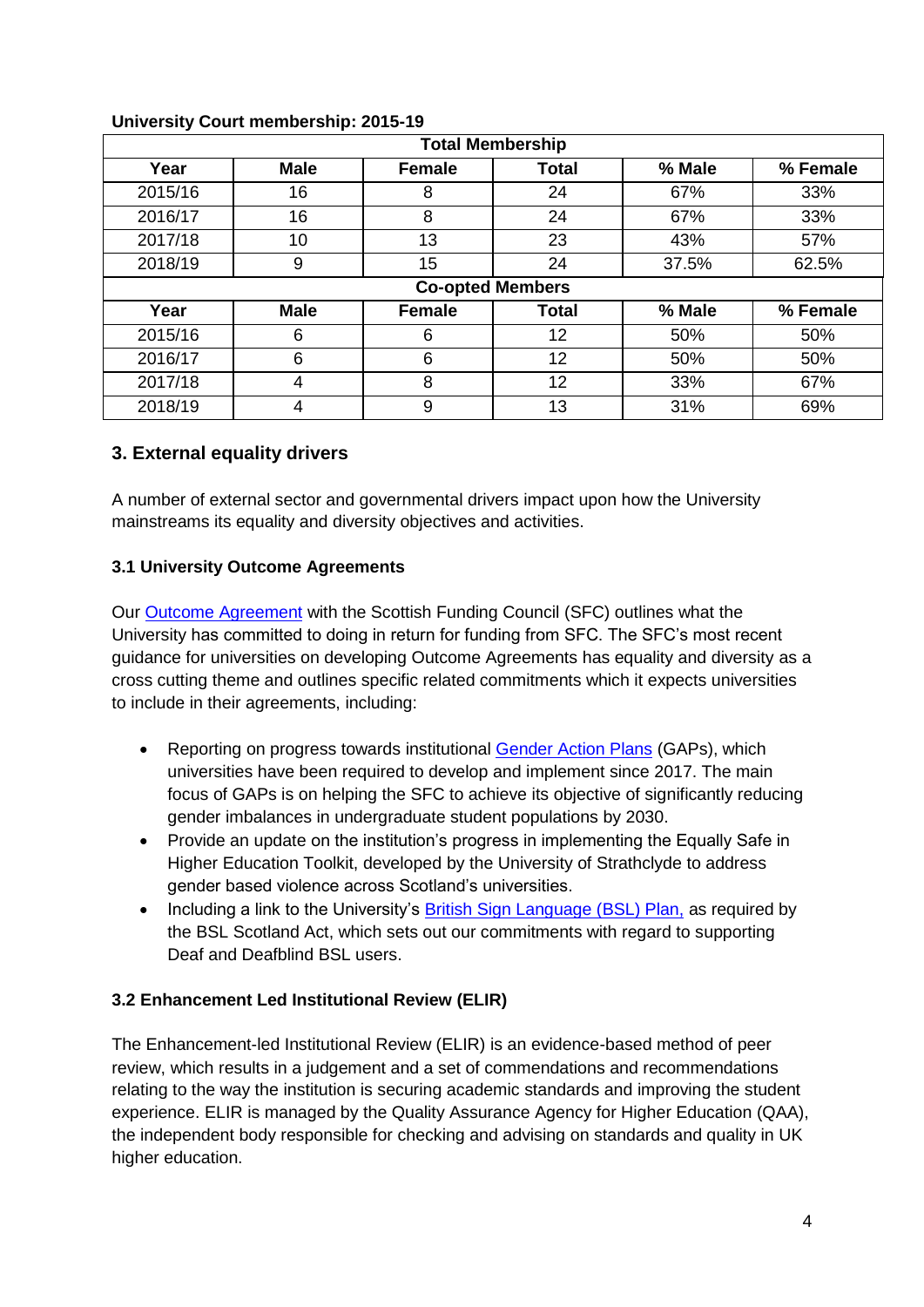**University Court membership: 2015-19**

| Total Membership | | | | | |
|---|---|---|---|---|---|
| Year | Male | Female | Total | % Male | % Female |
| 2015/16 | 16 | 8 | 24 | 67% | 33% |
| 2016/17 | 16 | 8 | 24 | 67% | 33% |
| 2017/18 | 10 | 13 | 23 | 43% | 57% |
| 2018/19 | 9 | 15 | 24 | 37.5% | 62.5% |
| **Co-opted Members** | | | | | |
| Year | Male | Female | Total | % Male | % Female |
| 2015/16 | 6 | 6 | 12 | 50% | 50% |
| 2016/17 | 6 | 6 | 12 | 50% | 50% |
| 2017/18 | 4 | 8 | 12 | 33% | 67% |
| 2018/19 | 4 | 9 | 13 | 31% | 69% |

## 3. External equality drivers

A number of external sector and governmental drivers impact upon how the University mainstreams its equality and diversity objectives and activities.

### 3.1 University Outcome Agreements

Our Outcome Agreement with the Scottish Funding Council (SFC) outlines what the University has committed to doing in return for funding from SFC. The SFC's most recent guidance for universities on developing Outcome Agreements has equality and diversity as a cross cutting theme and outlines specific related commitments which it expects universities to include in their agreements, including:

- Reporting on progress towards institutional Gender Action Plans (GAPs), which universities have been required to develop and implement since 2017. The main focus of GAPs is on helping the SFC to achieve its objective of significantly reducing gender imbalances in undergraduate student populations by 2030.
- Provide an update on the institution's progress in implementing the Equally Safe in Higher Education Toolkit, developed by the University of Strathclyde to address gender based violence across Scotland's universities.
- Including a link to the University's British Sign Language (BSL) Plan, as required by the BSL Scotland Act, which sets out our commitments with regard to supporting Deaf and Deafblind BSL users.

### 3.2 Enhancement Led Institutional Review (ELIR)

The Enhancement-led Institutional Review (ELIR) is an evidence-based method of peer review, which results in a judgement and a set of commendations and recommendations relating to the way the institution is securing academic standards and improving the student experience. ELIR is managed by the Quality Assurance Agency for Higher Education (QAA), the independent body responsible for checking and advising on standards and quality in UK higher education.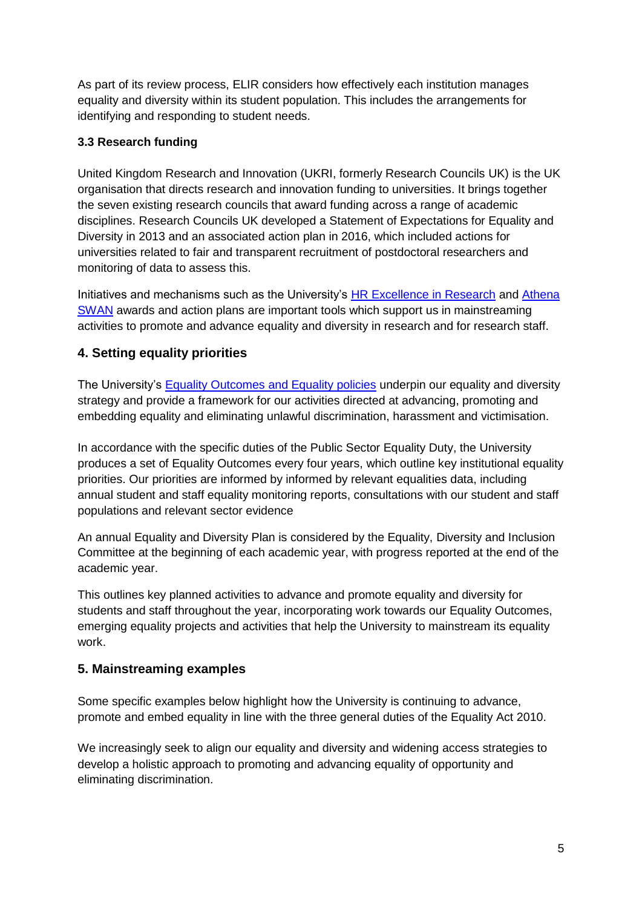As part of its review process, ELIR considers how effectively each institution manages equality and diversity within its student population. This includes the arrangements for identifying and responding to student needs.

### 3.3 Research funding

United Kingdom Research and Innovation (UKRI, formerly Research Councils UK) is the UK organisation that directs research and innovation funding to universities. It brings together the seven existing research councils that award funding across a range of academic disciplines. Research Councils UK developed a Statement of Expectations for Equality and Diversity in 2013 and an associated action plan in 2016, which included actions for universities related to fair and transparent recruitment of postdoctoral researchers and monitoring of data to assess this.

Initiatives and mechanisms such as the University's HR Excellence in Research and Athena SWAN awards and action plans are important tools which support us in mainstreaming activities to promote and advance equality and diversity in research and for research staff.

## 4. Setting equality priorities

The University's Equality Outcomes and Equality policies underpin our equality and diversity strategy and provide a framework for our activities directed at advancing, promoting and embedding equality and eliminating unlawful discrimination, harassment and victimisation.

In accordance with the specific duties of the Public Sector Equality Duty, the University produces a set of Equality Outcomes every four years, which outline key institutional equality priorities. Our priorities are informed by informed by relevant equalities data, including annual student and staff equality monitoring reports, consultations with our student and staff populations and relevant sector evidence

An annual Equality and Diversity Plan is considered by the Equality, Diversity and Inclusion Committee at the beginning of each academic year, with progress reported at the end of the academic year.

This outlines key planned activities to advance and promote equality and diversity for students and staff throughout the year, incorporating work towards our Equality Outcomes, emerging equality projects and activities that help the University to mainstream its equality work.

## 5. Mainstreaming examples

Some specific examples below highlight how the University is continuing to advance, promote and embed equality in line with the three general duties of the Equality Act 2010.

We increasingly seek to align our equality and diversity and widening access strategies to develop a holistic approach to promoting and advancing equality of opportunity and eliminating discrimination.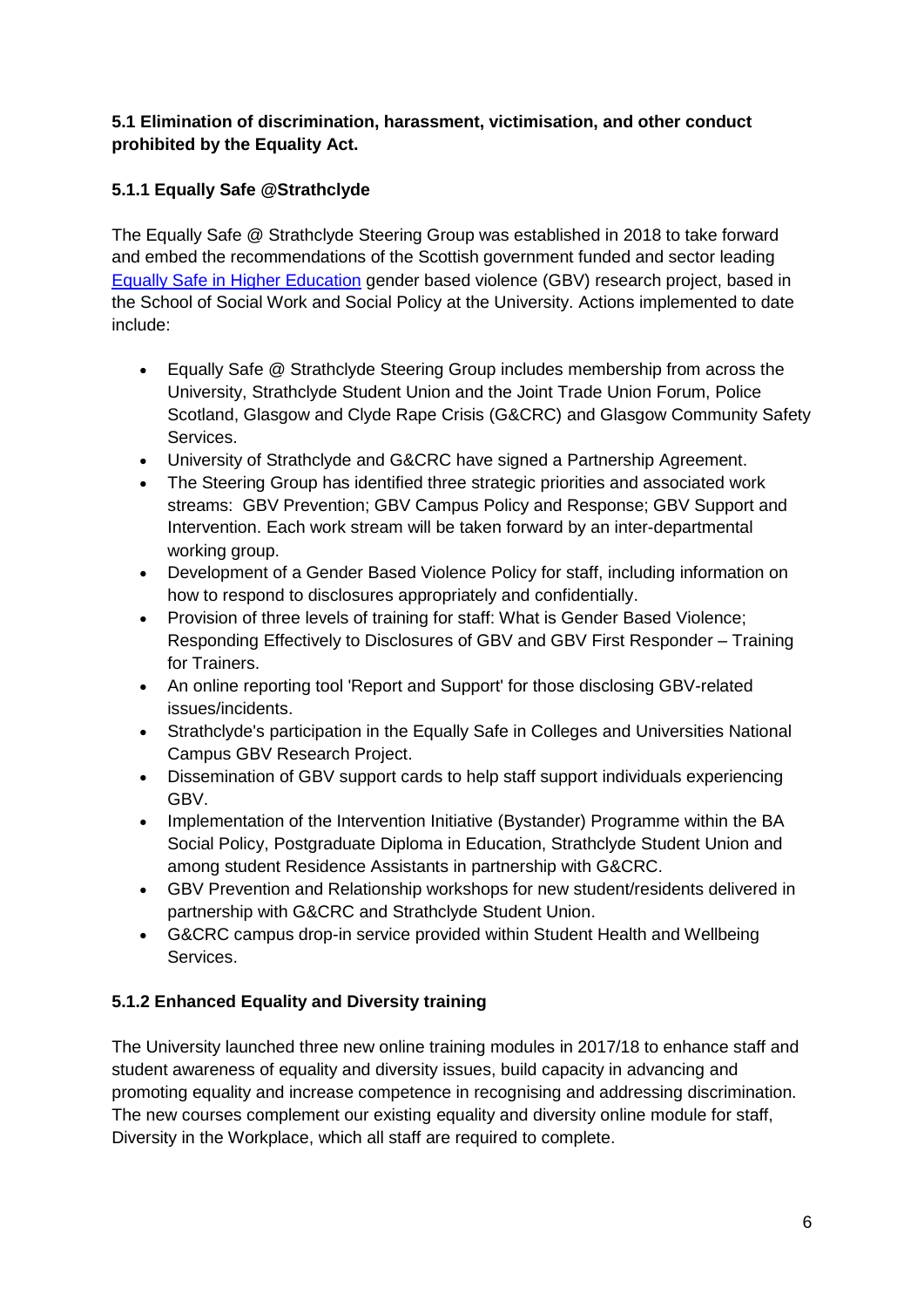**5.1 Elimination of discrimination, harassment, victimisation, and other conduct prohibited by the Equality Act.**

**5.1.1 Equally Safe @Strathclyde**

The Equally Safe @ Strathclyde Steering Group was established in 2018 to take forward and embed the recommendations of the Scottish government funded and sector leading Equally Safe in Higher Education gender based violence (GBV) research project, based in the School of Social Work and Social Policy at the University. Actions implemented to date include:

- Equally Safe @ Strathclyde Steering Group includes membership from across the University, Strathclyde Student Union and the Joint Trade Union Forum, Police Scotland, Glasgow and Clyde Rape Crisis (G&CRC) and Glasgow Community Safety Services.
- University of Strathclyde and G&CRC have signed a Partnership Agreement.
- The Steering Group has identified three strategic priorities and associated work streams: GBV Prevention; GBV Campus Policy and Response; GBV Support and Intervention. Each work stream will be taken forward by an inter-departmental working group.
- Development of a Gender Based Violence Policy for staff, including information on how to respond to disclosures appropriately and confidentially.
- Provision of three levels of training for staff: What is Gender Based Violence; Responding Effectively to Disclosures of GBV and GBV First Responder – Training for Trainers.
- An online reporting tool 'Report and Support' for those disclosing GBV-related issues/incidents.
- Strathclyde's participation in the Equally Safe in Colleges and Universities National Campus GBV Research Project.
- Dissemination of GBV support cards to help staff support individuals experiencing GBV.
- Implementation of the Intervention Initiative (Bystander) Programme within the BA Social Policy, Postgraduate Diploma in Education, Strathclyde Student Union and among student Residence Assistants in partnership with G&CRC.
- GBV Prevention and Relationship workshops for new student/residents delivered in partnership with G&CRC and Strathclyde Student Union.
- G&CRC campus drop-in service provided within Student Health and Wellbeing Services.

**5.1.2 Enhanced Equality and Diversity training**

The University launched three new online training modules in 2017/18 to enhance staff and student awareness of equality and diversity issues, build capacity in advancing and promoting equality and increase competence in recognising and addressing discrimination. The new courses complement our existing equality and diversity online module for staff, Diversity in the Workplace, which all staff are required to complete.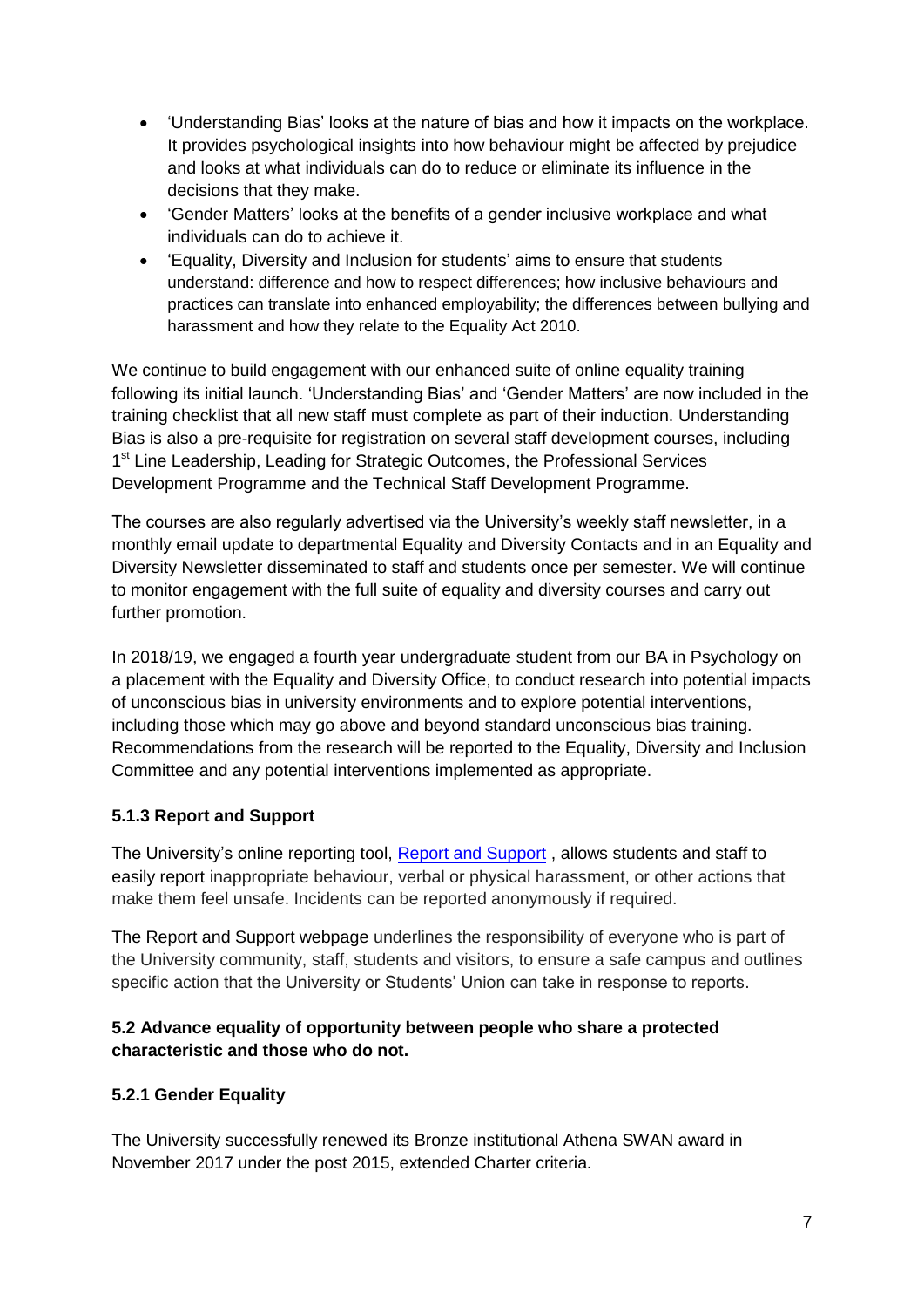- 'Understanding Bias' looks at the nature of bias and how it impacts on the workplace. It provides psychological insights into how behaviour might be affected by prejudice and looks at what individuals can do to reduce or eliminate its influence in the decisions that they make.
- 'Gender Matters' looks at the benefits of a gender inclusive workplace and what individuals can do to achieve it.
- 'Equality, Diversity and Inclusion for students' aims to ensure that students understand: difference and how to respect differences; how inclusive behaviours and practices can translate into enhanced employability; the differences between bullying and harassment and how they relate to the Equality Act 2010.

We continue to build engagement with our enhanced suite of online equality training following its initial launch. 'Understanding Bias' and 'Gender Matters' are now included in the training checklist that all new staff must complete as part of their induction. Understanding Bias is also a pre-requisite for registration on several staff development courses, including 1st Line Leadership, Leading for Strategic Outcomes, the Professional Services Development Programme and the Technical Staff Development Programme.

The courses are also regularly advertised via the University's weekly staff newsletter, in a monthly email update to departmental Equality and Diversity Contacts and in an Equality and Diversity Newsletter disseminated to staff and students once per semester. We will continue to monitor engagement with the full suite of equality and diversity courses and carry out further promotion.

In 2018/19, we engaged a fourth year undergraduate student from our BA in Psychology on a placement with the Equality and Diversity Office, to conduct research into potential impacts of unconscious bias in university environments and to explore potential interventions, including those which may go above and beyond standard unconscious bias training. Recommendations from the research will be reported to the Equality, Diversity and Inclusion Committee and any potential interventions implemented as appropriate.

### 5.1.3 Report and Support

The University's online reporting tool, [Report and Support](), allows students and staff to easily report inappropriate behaviour, verbal or physical harassment, or other actions that make them feel unsafe. Incidents can be reported anonymously if required.

The Report and Support webpage underlines the responsibility of everyone who is part of the University community, staff, students and visitors, to ensure a safe campus and outlines specific action that the University or Students' Union can take in response to reports.

### 5.2 Advance equality of opportunity between people who share a protected characteristic and those who do not.

### 5.2.1 Gender Equality

The University successfully renewed its Bronze institutional Athena SWAN award in November 2017 under the post 2015, extended Charter criteria.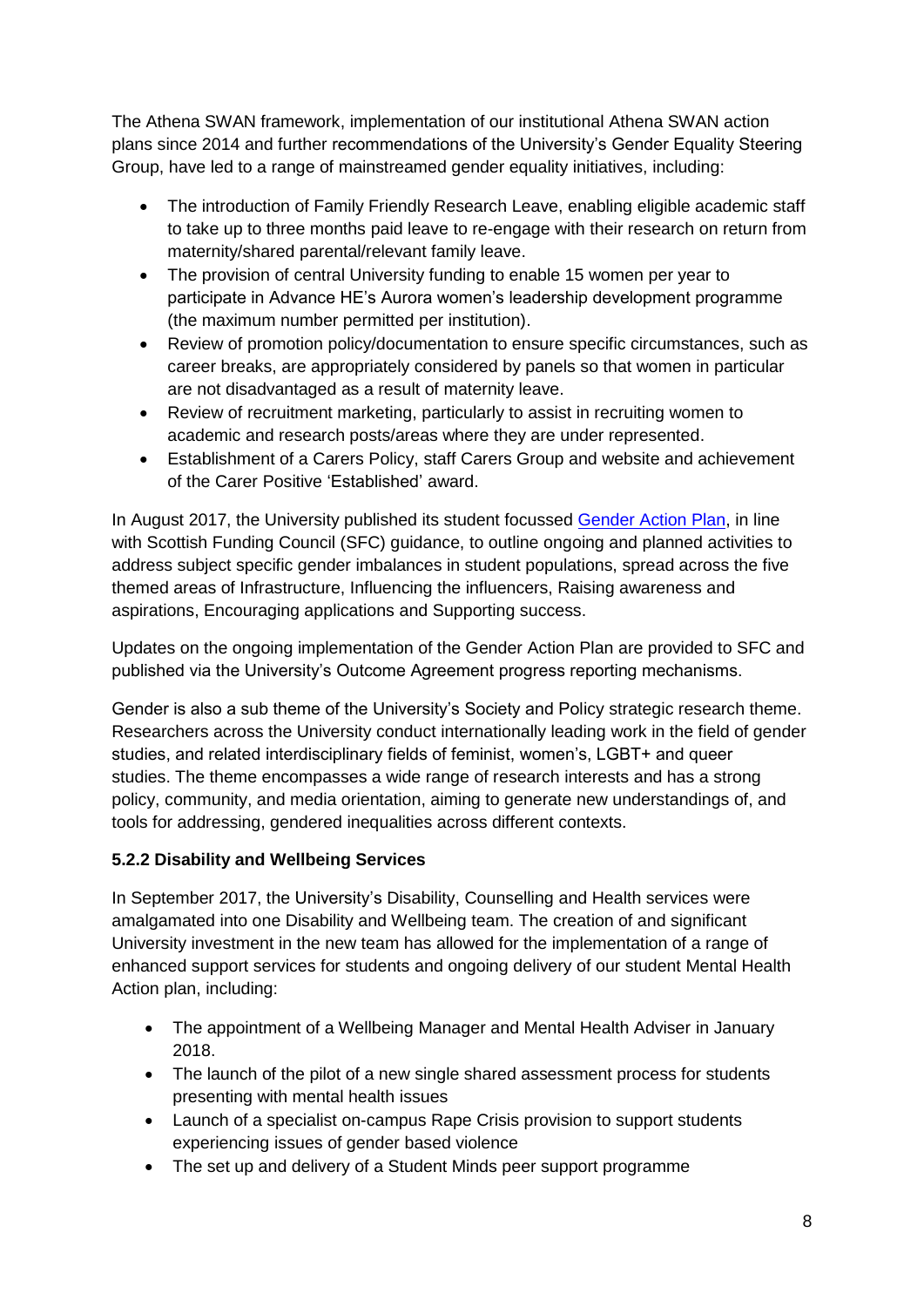The Athena SWAN framework, implementation of our institutional Athena SWAN action plans since 2014 and further recommendations of the University's Gender Equality Steering Group, have led to a range of mainstreamed gender equality initiatives, including:

- The introduction of Family Friendly Research Leave, enabling eligible academic staff to take up to three months paid leave to re-engage with their research on return from maternity/shared parental/relevant family leave.
- The provision of central University funding to enable 15 women per year to participate in Advance HE's Aurora women's leadership development programme (the maximum number permitted per institution).
- Review of promotion policy/documentation to ensure specific circumstances, such as career breaks, are appropriately considered by panels so that women in particular are not disadvantaged as a result of maternity leave.
- Review of recruitment marketing, particularly to assist in recruiting women to academic and research posts/areas where they are under represented.
- Establishment of a Carers Policy, staff Carers Group and website and achievement of the Carer Positive 'Established' award.

In August 2017, the University published its student focussed Gender Action Plan, in line with Scottish Funding Council (SFC) guidance, to outline ongoing and planned activities to address subject specific gender imbalances in student populations, spread across the five themed areas of Infrastructure, Influencing the influencers, Raising awareness and aspirations, Encouraging applications and Supporting success.

Updates on the ongoing implementation of the Gender Action Plan are provided to SFC and published via the University's Outcome Agreement progress reporting mechanisms.

Gender is also a sub theme of the University's Society and Policy strategic research theme. Researchers across the University conduct internationally leading work in the field of gender studies, and related interdisciplinary fields of feminist, women's, LGBT+ and queer studies. The theme encompasses a wide range of research interests and has a strong policy, community, and media orientation, aiming to generate new understandings of, and tools for addressing, gendered inequalities across different contexts.

#### 5.2.2 Disability and Wellbeing Services

In September 2017, the University's Disability, Counselling and Health services were amalgamated into one Disability and Wellbeing team. The creation of and significant University investment in the new team has allowed for the implementation of a range of enhanced support services for students and ongoing delivery of our student Mental Health Action plan, including:

- The appointment of a Wellbeing Manager and Mental Health Adviser in January 2018.
- The launch of the pilot of a new single shared assessment process for students presenting with mental health issues
- Launch of a specialist on-campus Rape Crisis provision to support students experiencing issues of gender based violence
- The set up and delivery of a Student Minds peer support programme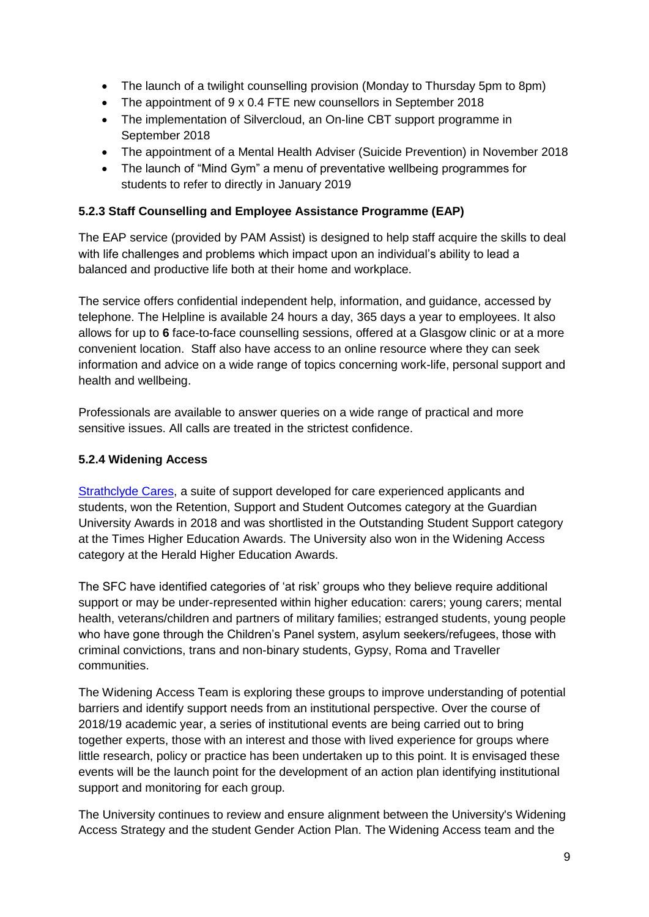- The launch of a twilight counselling provision (Monday to Thursday 5pm to 8pm)
- The appointment of 9 x 0.4 FTE new counsellors in September 2018
- The implementation of Silvercloud, an On-line CBT support programme in September 2018
- The appointment of a Mental Health Adviser (Suicide Prevention) in November 2018
- The launch of "Mind Gym" a menu of preventative wellbeing programmes for students to refer to directly in January 2019

#### 5.2.3 Staff Counselling and Employee Assistance Programme (EAP)

The EAP service (provided by PAM Assist) is designed to help staff acquire the skills to deal with life challenges and problems which impact upon an individual's ability to lead a balanced and productive life both at their home and workplace.

The service offers confidential independent help, information, and guidance, accessed by telephone. The Helpline is available 24 hours a day, 365 days a year to employees. It also allows for up to **6** face-to-face counselling sessions, offered at a Glasgow clinic or at a more convenient location. Staff also have access to an online resource where they can seek information and advice on a wide range of topics concerning work-life, personal support and health and wellbeing.

Professionals are available to answer queries on a wide range of practical and more sensitive issues. All calls are treated in the strictest confidence.

#### 5.2.4 Widening Access

Strathclyde Cares, a suite of support developed for care experienced applicants and students, won the Retention, Support and Student Outcomes category at the Guardian University Awards in 2018 and was shortlisted in the Outstanding Student Support category at the Times Higher Education Awards. The University also won in the Widening Access category at the Herald Higher Education Awards.

The SFC have identified categories of 'at risk' groups who they believe require additional support or may be under-represented within higher education: carers; young carers; mental health, veterans/children and partners of military families; estranged students, young people who have gone through the Children's Panel system, asylum seekers/refugees, those with criminal convictions, trans and non-binary students, Gypsy, Roma and Traveller communities.

The Widening Access Team is exploring these groups to improve understanding of potential barriers and identify support needs from an institutional perspective. Over the course of 2018/19 academic year, a series of institutional events are being carried out to bring together experts, those with an interest and those with lived experience for groups where little research, policy or practice has been undertaken up to this point. It is envisaged these events will be the launch point for the development of an action plan identifying institutional support and monitoring for each group.

The University continues to review and ensure alignment between the University's Widening Access Strategy and the student Gender Action Plan. The Widening Access team and the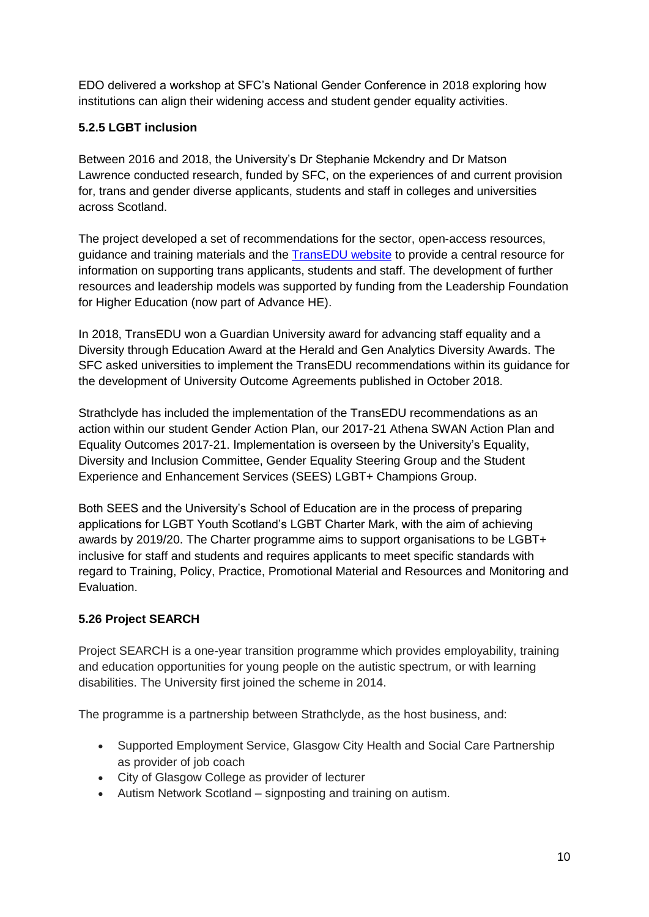EDO delivered a workshop at SFC's National Gender Conference in 2018 exploring how institutions can align their widening access and student gender equality activities.

### 5.2.5 LGBT inclusion

Between 2016 and 2018, the University's Dr Stephanie Mckendry and Dr Matson Lawrence conducted research, funded by SFC, on the experiences of and current provision for, trans and gender diverse applicants, students and staff in colleges and universities across Scotland.

The project developed a set of recommendations for the sector, open-access resources, guidance and training materials and the TransEDU website to provide a central resource for information on supporting trans applicants, students and staff. The development of further resources and leadership models was supported by funding from the Leadership Foundation for Higher Education (now part of Advance HE).

In 2018, TransEDU won a Guardian University award for advancing staff equality and a Diversity through Education Award at the Herald and Gen Analytics Diversity Awards. The SFC asked universities to implement the TransEDU recommendations within its guidance for the development of University Outcome Agreements published in October 2018.

Strathclyde has included the implementation of the TransEDU recommendations as an action within our student Gender Action Plan, our 2017-21 Athena SWAN Action Plan and Equality Outcomes 2017-21. Implementation is overseen by the University's Equality, Diversity and Inclusion Committee, Gender Equality Steering Group and the Student Experience and Enhancement Services (SEES) LGBT+ Champions Group.

Both SEES and the University's School of Education are in the process of preparing applications for LGBT Youth Scotland's LGBT Charter Mark, with the aim of achieving awards by 2019/20. The Charter programme aims to support organisations to be LGBT+ inclusive for staff and students and requires applicants to meet specific standards with regard to Training, Policy, Practice, Promotional Material and Resources and Monitoring and Evaluation.

### 5.26 Project SEARCH

Project SEARCH is a one-year transition programme which provides employability, training and education opportunities for young people on the autistic spectrum, or with learning disabilities. The University first joined the scheme in 2014.

The programme is a partnership between Strathclyde, as the host business, and:

- Supported Employment Service, Glasgow City Health and Social Care Partnership as provider of job coach
- City of Glasgow College as provider of lecturer
- Autism Network Scotland – signposting and training on autism.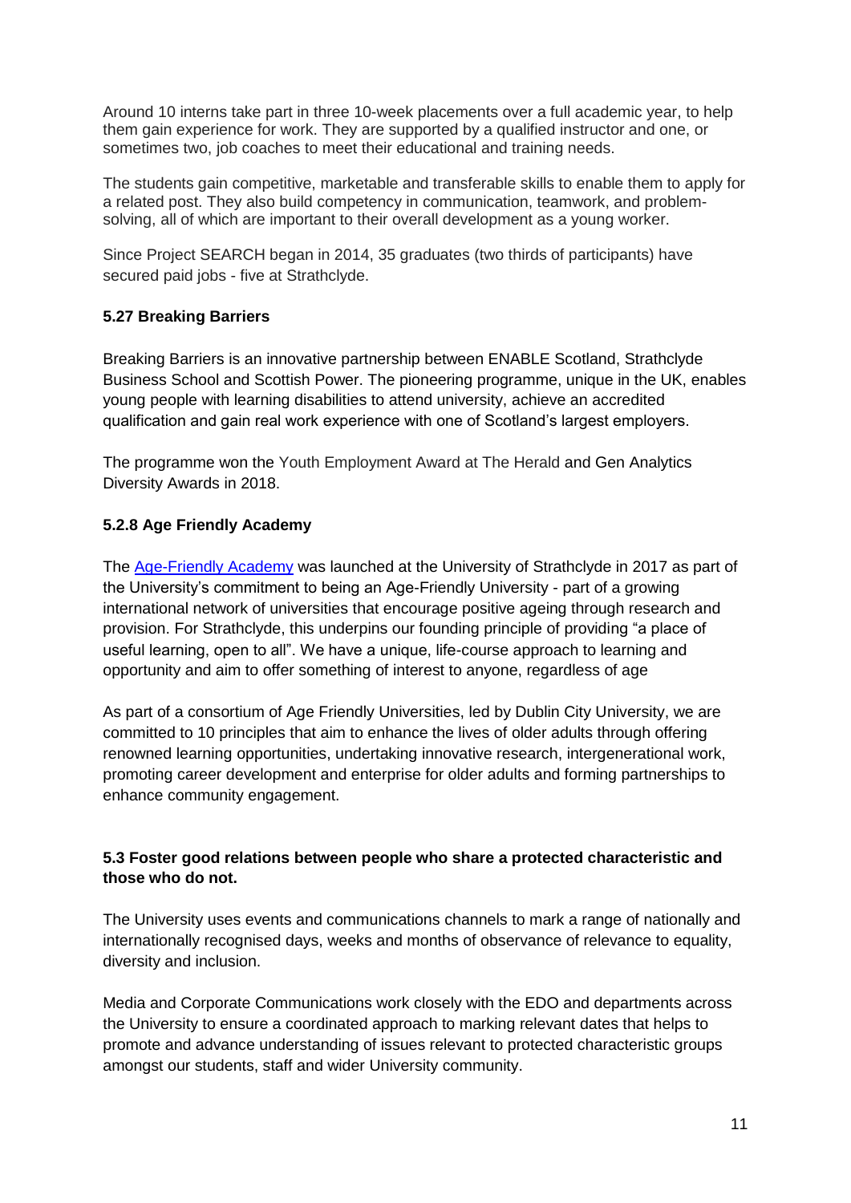Around 10 interns take part in three 10-week placements over a full academic year, to help them gain experience for work. They are supported by a qualified instructor and one, or sometimes two, job coaches to meet their educational and training needs.

The students gain competitive, marketable and transferable skills to enable them to apply for a related post. They also build competency in communication, teamwork, and problem-solving, all of which are important to their overall development as a young worker.

Since Project SEARCH began in 2014, 35 graduates (two thirds of participants) have secured paid jobs - five at Strathclyde.

### 5.27 Breaking Barriers

Breaking Barriers is an innovative partnership between ENABLE Scotland, Strathclyde Business School and Scottish Power. The pioneering programme, unique in the UK, enables young people with learning disabilities to attend university, achieve an accredited qualification and gain real work experience with one of Scotland's largest employers.

The programme won the Youth Employment Award at The Herald and Gen Analytics Diversity Awards in 2018.

### 5.2.8 Age Friendly Academy

The [Age-Friendly Academy]() was launched at the University of Strathclyde in 2017 as part of the University's commitment to being an Age-Friendly University - part of a growing international network of universities that encourage positive ageing through research and provision. For Strathclyde, this underpins our founding principle of providing "a place of useful learning, open to all". We have a unique, life-course approach to learning and opportunity and aim to offer something of interest to anyone, regardless of age

As part of a consortium of Age Friendly Universities, led by Dublin City University, we are committed to 10 principles that aim to enhance the lives of older adults through offering renowned learning opportunities, undertaking innovative research, intergenerational work, promoting career development and enterprise for older adults and forming partnerships to enhance community engagement.

## 5.3 Foster good relations between people who share a protected characteristic and those who do not.

The University uses events and communications channels to mark a range of nationally and internationally recognised days, weeks and months of observance of relevance to equality, diversity and inclusion.

Media and Corporate Communications work closely with the EDO and departments across the University to ensure a coordinated approach to marking relevant dates that helps to promote and advance understanding of issues relevant to protected characteristic groups amongst our students, staff and wider University community.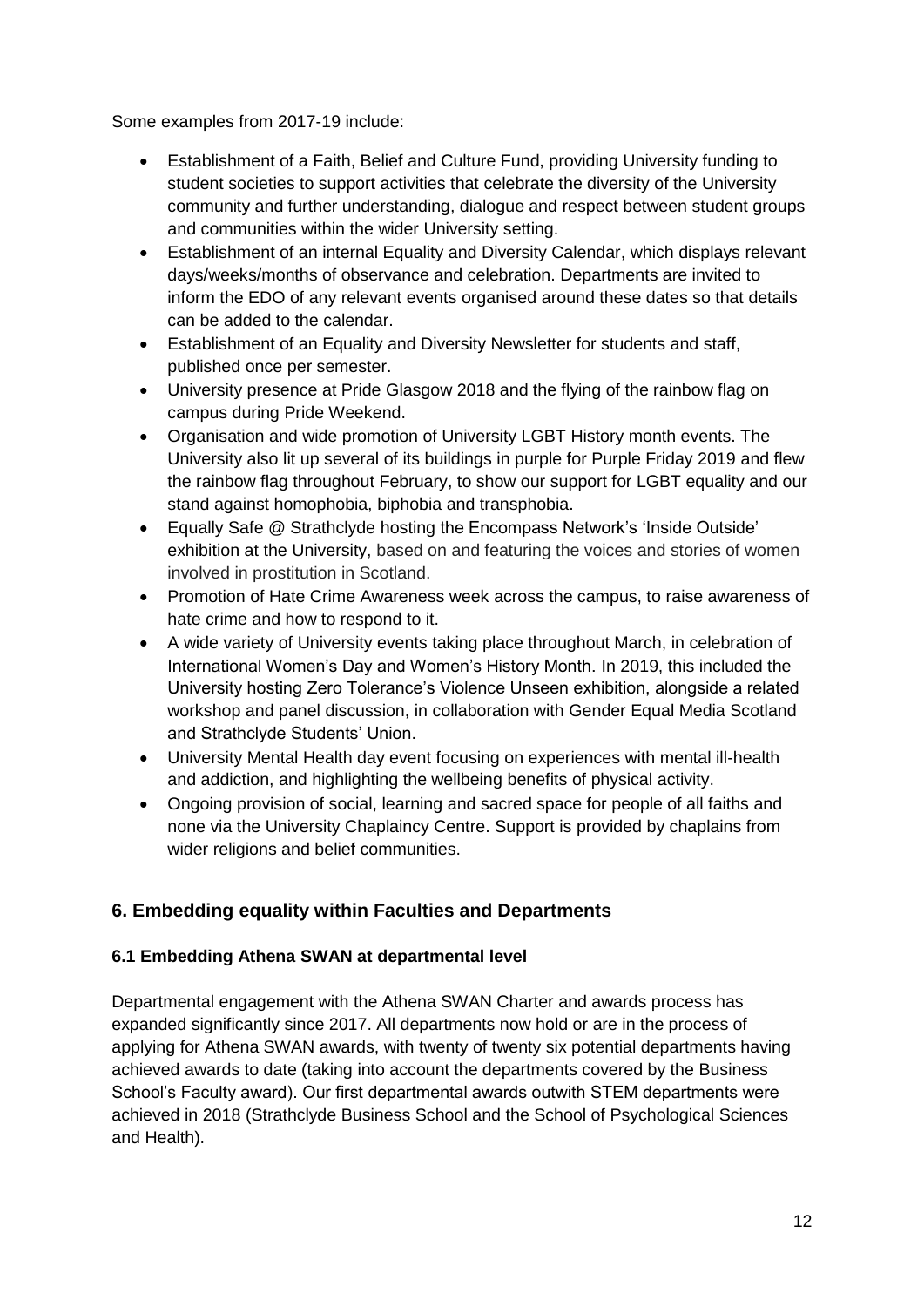Some examples from 2017-19 include:

- Establishment of a Faith, Belief and Culture Fund, providing University funding to student societies to support activities that celebrate the diversity of the University community and further understanding, dialogue and respect between student groups and communities within the wider University setting.
- Establishment of an internal Equality and Diversity Calendar, which displays relevant days/weeks/months of observance and celebration. Departments are invited to inform the EDO of any relevant events organised around these dates so that details can be added to the calendar.
- Establishment of an Equality and Diversity Newsletter for students and staff, published once per semester.
- University presence at Pride Glasgow 2018 and the flying of the rainbow flag on campus during Pride Weekend.
- Organisation and wide promotion of University LGBT History month events. The University also lit up several of its buildings in purple for Purple Friday 2019 and flew the rainbow flag throughout February, to show our support for LGBT equality and our stand against homophobia, biphobia and transphobia.
- Equally Safe @ Strathclyde hosting the Encompass Network's 'Inside Outside' exhibition at the University, based on and featuring the voices and stories of women involved in prostitution in Scotland.
- Promotion of Hate Crime Awareness week across the campus, to raise awareness of hate crime and how to respond to it.
- A wide variety of University events taking place throughout March, in celebration of International Women's Day and Women's History Month. In 2019, this included the University hosting Zero Tolerance's Violence Unseen exhibition, alongside a related workshop and panel discussion, in collaboration with Gender Equal Media Scotland and Strathclyde Students' Union.
- University Mental Health day event focusing on experiences with mental ill-health and addiction, and highlighting the wellbeing benefits of physical activity.
- Ongoing provision of social, learning and sacred space for people of all faiths and none via the University Chaplaincy Centre. Support is provided by chaplains from wider religions and belief communities.

## 6. Embedding equality within Faculties and Departments

### 6.1 Embedding Athena SWAN at departmental level

Departmental engagement with the Athena SWAN Charter and awards process has expanded significantly since 2017. All departments now hold or are in the process of applying for Athena SWAN awards, with twenty of twenty six potential departments having achieved awards to date (taking into account the departments covered by the Business School's Faculty award). Our first departmental awards outwith STEM departments were achieved in 2018 (Strathclyde Business School and the School of Psychological Sciences and Health).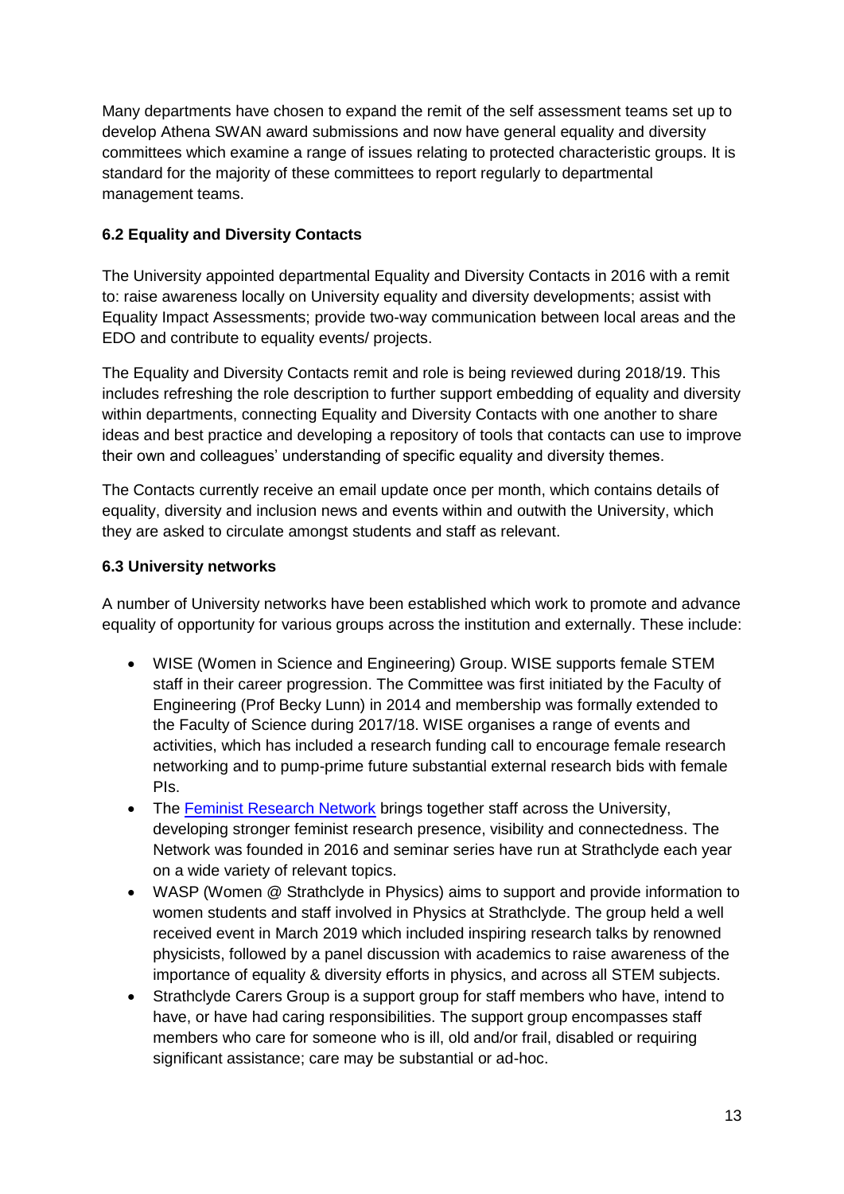Many departments have chosen to expand the remit of the self assessment teams set up to develop Athena SWAN award submissions and now have general equality and diversity committees which examine a range of issues relating to protected characteristic groups. It is standard for the majority of these committees to report regularly to departmental management teams.

### 6.2 Equality and Diversity Contacts

The University appointed departmental Equality and Diversity Contacts in 2016 with a remit to: raise awareness locally on University equality and diversity developments; assist with Equality Impact Assessments; provide two-way communication between local areas and the EDO and contribute to equality events/ projects.

The Equality and Diversity Contacts remit and role is being reviewed during 2018/19. This includes refreshing the role description to further support embedding of equality and diversity within departments, connecting Equality and Diversity Contacts with one another to share ideas and best practice and developing a repository of tools that contacts can use to improve their own and colleagues' understanding of specific equality and diversity themes.

The Contacts currently receive an email update once per month, which contains details of equality, diversity and inclusion news and events within and outwith the University, which they are asked to circulate amongst students and staff as relevant.

### 6.3 University networks

A number of University networks have been established which work to promote and advance equality of opportunity for various groups across the institution and externally. These include:

- WISE (Women in Science and Engineering) Group. WISE supports female STEM staff in their career progression. The Committee was first initiated by the Faculty of Engineering (Prof Becky Lunn) in 2014 and membership was formally extended to the Faculty of Science during 2017/18. WISE organises a range of events and activities, which has included a research funding call to encourage female research networking and to pump-prime future substantial external research bids with female PIs.
- The Feminist Research Network brings together staff across the University, developing stronger feminist research presence, visibility and connectedness. The Network was founded in 2016 and seminar series have run at Strathclyde each year on a wide variety of relevant topics.
- WASP (Women @ Strathclyde in Physics) aims to support and provide information to women students and staff involved in Physics at Strathclyde. The group held a well received event in March 2019 which included inspiring research talks by renowned physicists, followed by a panel discussion with academics to raise awareness of the importance of equality & diversity efforts in physics, and across all STEM subjects.
- Strathclyde Carers Group is a support group for staff members who have, intend to have, or have had caring responsibilities. The support group encompasses staff members who care for someone who is ill, old and/or frail, disabled or requiring significant assistance; care may be substantial or ad-hoc.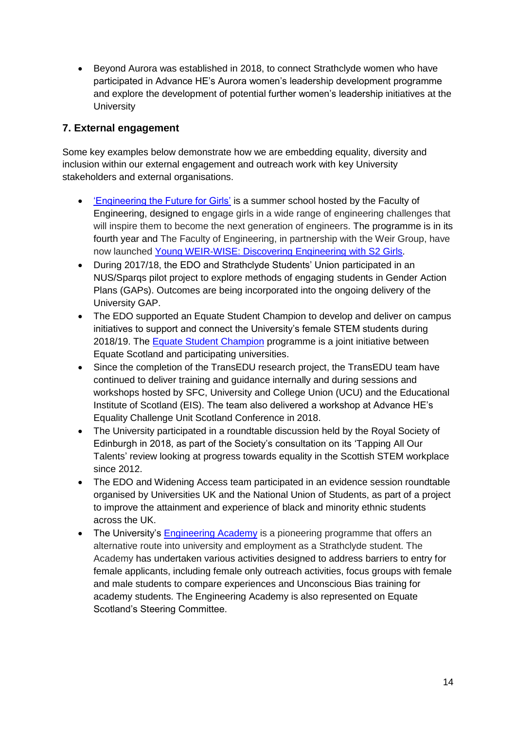- Beyond Aurora was established in 2018, to connect Strathclyde women who have participated in Advance HE's Aurora women's leadership development programme and explore the development of potential further women's leadership initiatives at the University

## 7. External engagement

Some key examples below demonstrate how we are embedding equality, diversity and inclusion within our external engagement and outreach work with key University stakeholders and external organisations.

- 'Engineering the Future for Girls' is a summer school hosted by the Faculty of Engineering, designed to engage girls in a wide range of engineering challenges that will inspire them to become the next generation of engineers. The programme is in its fourth year and The Faculty of Engineering, in partnership with the Weir Group, have now launched Young WEIR-WISE: Discovering Engineering with S2 Girls.
- During 2017/18, the EDO and Strathclyde Students' Union participated in an NUS/Sparqs pilot project to explore methods of engaging students in Gender Action Plans (GAPs). Outcomes are being incorporated into the ongoing delivery of the University GAP.
- The EDO supported an Equate Student Champion to develop and deliver on campus initiatives to support and connect the University's female STEM students during 2018/19. The Equate Student Champion programme is a joint initiative between Equate Scotland and participating universities.
- Since the completion of the TransEDU research project, the TransEDU team have continued to deliver training and guidance internally and during sessions and workshops hosted by SFC, University and College Union (UCU) and the Educational Institute of Scotland (EIS). The team also delivered a workshop at Advance HE's Equality Challenge Unit Scotland Conference in 2018.
- The University participated in a roundtable discussion held by the Royal Society of Edinburgh in 2018, as part of the Society's consultation on its 'Tapping All Our Talents' review looking at progress towards equality in the Scottish STEM workplace since 2012.
- The EDO and Widening Access team participated in an evidence session roundtable organised by Universities UK and the National Union of Students, as part of a project to improve the attainment and experience of black and minority ethnic students across the UK.
- The University's Engineering Academy is a pioneering programme that offers an alternative route into university and employment as a Strathclyde student. The Academy has undertaken various activities designed to address barriers to entry for female applicants, including female only outreach activities, focus groups with female and male students to compare experiences and Unconscious Bias training for academy students. The Engineering Academy is also represented on Equate Scotland's Steering Committee.